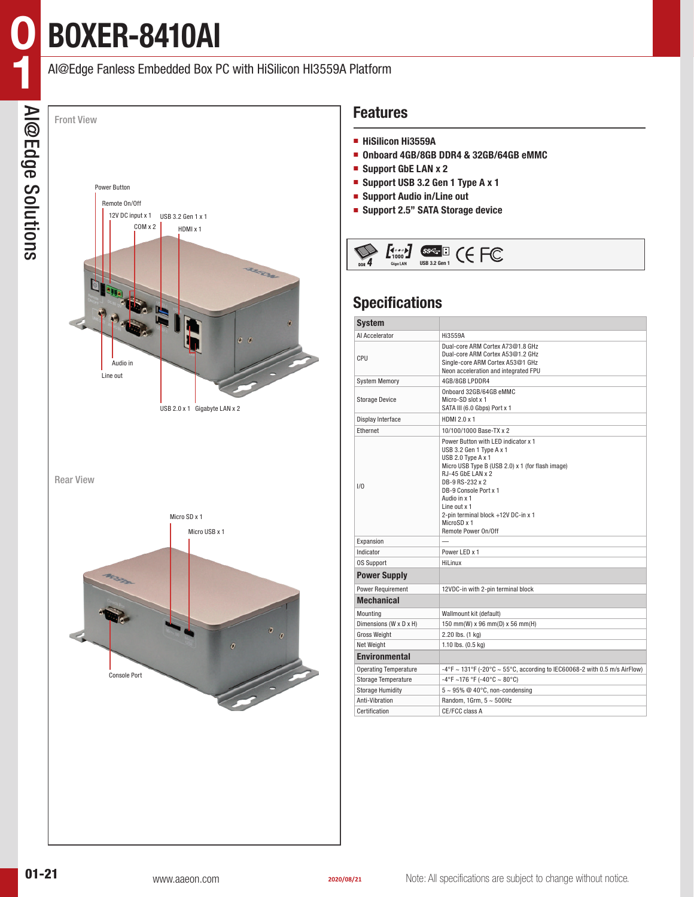# BOXER-8410AI

AI@Edge Fanless Embedded Box PC with HiSilicon HI3559A Platform

AI@Edge Solutions

Front View

Power Button
Remote On/Off
12V DC input x 1
COM x 2
USB 3.2 Gen 1 x 1
HDMI x 1
Audio in
Line out
USB 2.0 x 1
Gigabyte LAN x 2

Rear View

Micro SD x 1
Micro USB x 1
Console Port

## Features

- HiSilicon Hi3559A
- Onboard 4GB/8GB DDR4 & 32GB/64GB eMMC
- Support GbE LAN x 2
- Support USB 3.2 Gen 1 Type A x 1
- Support Audio in/Line out
- Support 2.5" SATA Storage device

DDR 4 · Giga LAN · USB 3.2 Gen 1 · CE FC

## Specifications

| System | |
|---|---|
| AI Accelerator | Hi3559A |
| CPU | Dual-core ARM Cortex A73@1.8 GHz<br>Dual-core ARM Cortex A53@1.2 GHz<br>Single-core ARM Cortex A53@1 GHz<br>Neon acceleration and integrated FPU |
| System Memory | 4GB/8GB LPDDR4 |
| Storage Device | Onboard 32GB/64GB eMMC<br>Micro-SD slot x 1<br>SATA III (6.0 Gbps) Port x 1 |
| Display Interface | HDMI 2.0 x 1 |
| Ethernet | 10/100/1000 Base-TX x 2 |
| I/O | Power Button with LED indicator x 1<br>USB 3.2 Gen 1 Type A x 1<br>USB 2.0 Type A x 1<br>Micro USB Type B (USB 2.0) x 1 (for flash image)<br>RJ-45 GbE LAN x 2<br>DB-9 RS-232 x 2<br>DB-9 Console Port x 1<br>Audio in x 1<br>Line out x 1<br>2-pin terminal block +12V DC-in x 1<br>MicroSD x 1<br>Remote Power On/Off |
| Expansion | — |
| Indicator | Power LED x 1 |
| OS Support | HiLinux |
| **Power Supply** | |
| Power Requirement | 12VDC-in with 2-pin terminal block |
| **Mechanical** | |
| Mounting | Wallmount kit (default) |
| Dimensions (W x D x H) | 150 mm(W) x 96 mm(D) x 56 mm(H) |
| Gross Weight | 2.20 lbs. (1 kg) |
| Net Weight | 1.10 lbs. (0.5 kg) |
| **Environmental** | |
| Operating Temperature | -4°F ~ 131°F (-20°C ~ 55°C, according to IEC60068-2 with 0.5 m/s AirFlow) |
| Storage Temperature | -4°F ~176 °F (-40°C ~ 80°C) |
| Storage Humidity | 5 ~ 95% @ 40°C, non-condensing |
| Anti-Vibration | Random, 1Grm, 5 ~ 500Hz |
| Certification | CE/FCC class A |

www.aaeon.com

2020/08/21

Note: All specifications are subject to change without notice.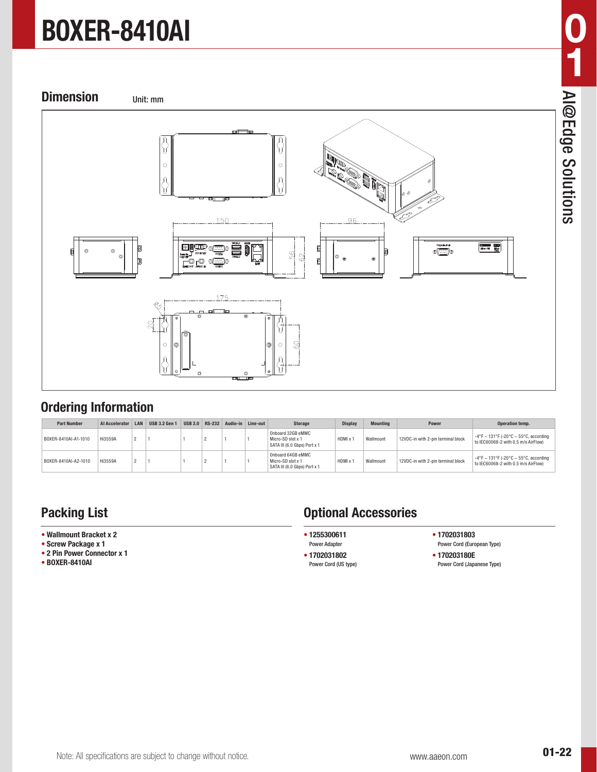# BOXER-8410AI

## Dimension

Unit: mm

150

96

56

62

175

20

60

## Ordering Information

| Part Number | AI Accelerator | LAN | USB 3.2 Gen 1 | USB 2.0 | RS-232 | Audio-in | Line-out | Storage | Display | Mounting | Power | Operation temp. |
|---|---|---|---|---|---|---|---|---|---|---|---|---|
| BOXER-8410AI-A1-1010 | Hi3559A | 2 | 1 | 1 | 2 | 1 | 1 | Onboard 32GB eMMC<br>Micro-SD slot x 1<br>SATA III (6.0 Gbps) Port x 1 | HDMI x 1 | Wallmount | 12VDC-in with 2-pin terminal block | -4°F ~ 131°F (-20°C ~ 55°C, according to IEC60068-2 with 0.5 m/s AirFlow) |
| BOXER-8410AI-A2-1010 | Hi3559A | 2 | 1 | 1 | 2 | 1 | 1 | Onboard 64GB eMMC<br>Micro-SD slot x 1<br>SATA III (6.0 Gbps) Port x 1 | HDMI x 1 | Wallmount | 12VDC-in with 2-pin terminal block | -4°F ~ 131°F (-20°C ~ 55°C, according to IEC60068-2 with 0.5 m/s AirFlow) |

## Packing List

- **Wallmount Bracket x 2**
- **Screw Package x 1**
- **2 Pin Power Connector x 1**
- **BOXER-8410AI**

## Optional Accessories

- **1255300611**
  Power Adapter
- **1702031802**
  Power Cord (US type)
- **1702031803**
  Power Cord (European Type)
- **170203180E**
  Power Cord (Japanese Type)

Note: All specifications are subject to change without notice.

www.aaeon.com